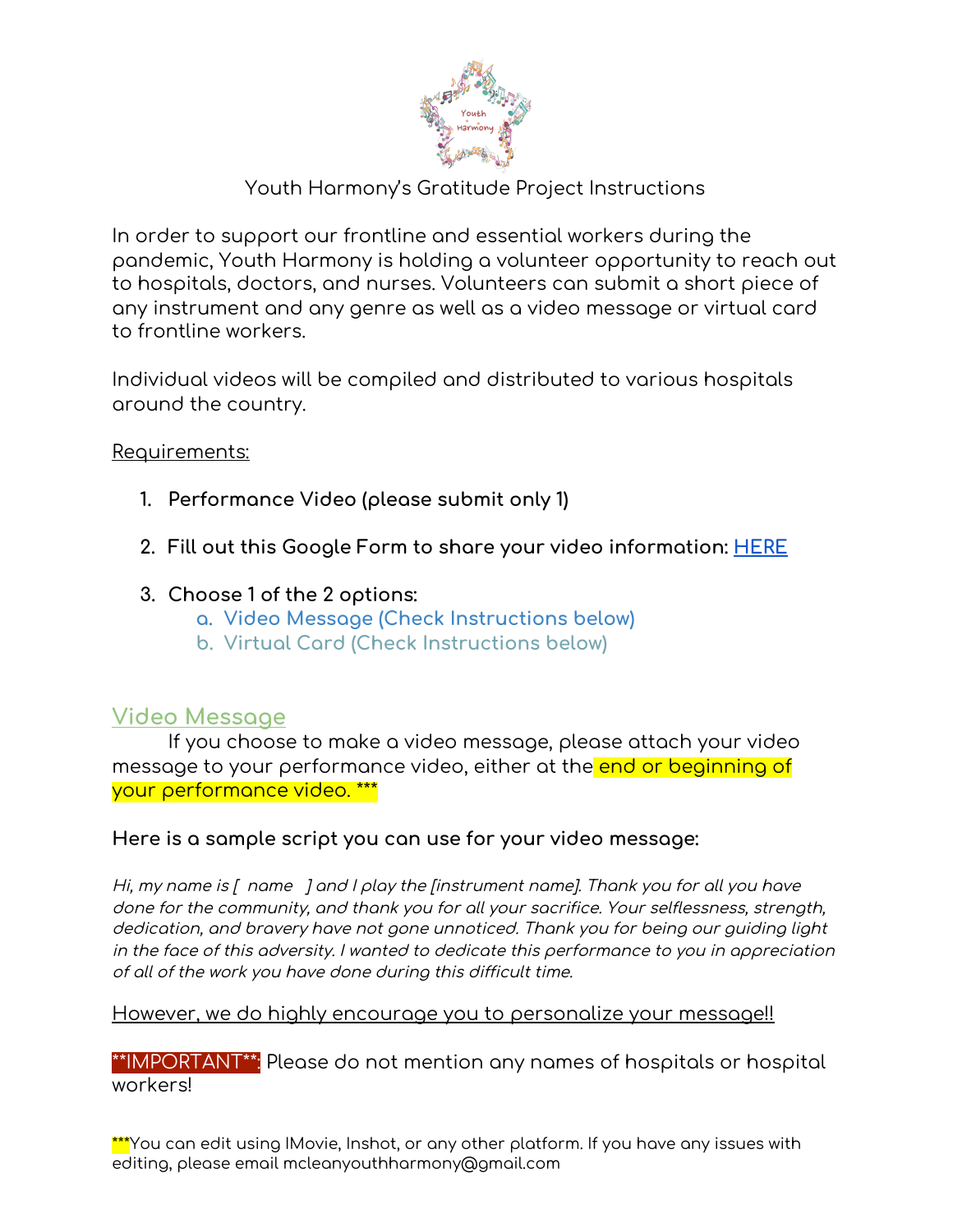# Youth Harmony's Gratitude Project Instructions

In order to support our frontline and essential workers during the pandemic, Youth Harmony is holding a volunteer opportunity to reach out to hospitals, doctors, and nurses. Volunteers can submit a short piece of any instrument and any genre as well as a video message or virtual card to frontline workers.

Individual videos will be compiled and distributed to various hospitals around the country.

Requirements:

1. **Performance Video (please submit only 1)**
2. **Fill out this Google Form to share your video information: [HERE]**
3. **Choose 1 of the 2 options:**
   a. Video Message (Check Instructions below)
   b. Virtual Card (Check Instructions below)

## Video Message

If you choose to make a video message, please attach your video message to your performance video, either at the end or beginning of your performance video. ***

**Here is a sample script you can use for your video message:**

*Hi, my name is [ name ] and I play the [instrument name]. Thank you for all you have done for the community, and thank you for all your sacrifice. Your selflessness, strength, dedication, and bravery have not gone unnoticed. Thank you for being our guiding light in the face of this adversity. I wanted to dedicate this performance to you in appreciation of all of the work you have done during this difficult time.*

However, we do highly encourage you to personalize your message!!

**IMPORTANT**: Please do not mention any names of hospitals or hospital workers!

***You can edit using IMovie, Inshot, or any other platform. If you have any issues with editing, please email mcleanyouthharmony@gmail.com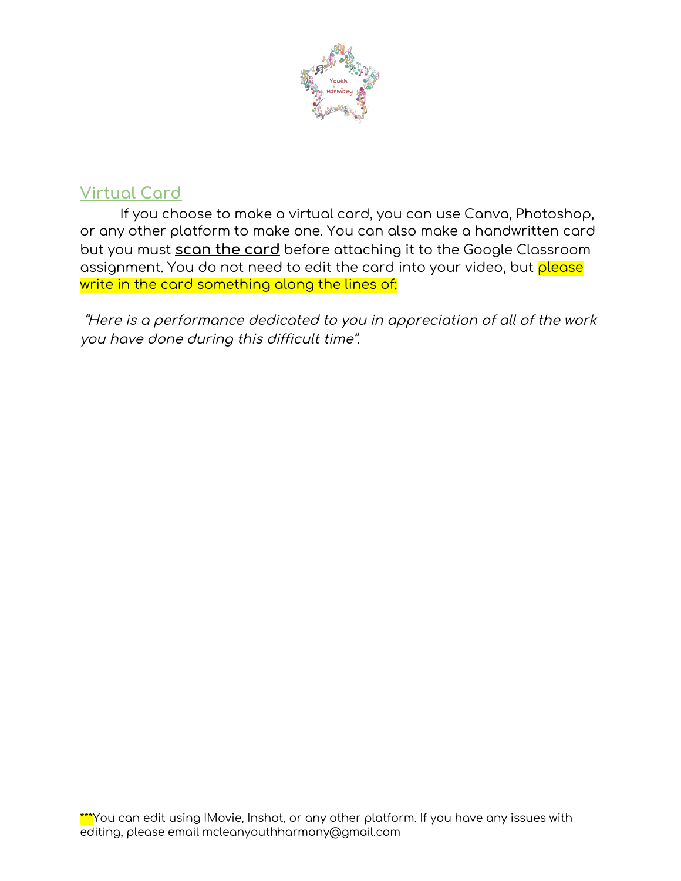## Virtual Card

If you choose to make a virtual card, you can use Canva, Photoshop, or any other platform to make one. You can also make a handwritten card but you must **scan the card** before attaching it to the Google Classroom assignment. You do not need to edit the card into your video, but please write in the card something along the lines of:

*"Here is a performance dedicated to you in appreciation of all of the work you have done during this difficult time".*

***You can edit using IMovie, Inshot, or any other platform. If you have any issues with editing, please email mcleanyouthharmony@gmail.com